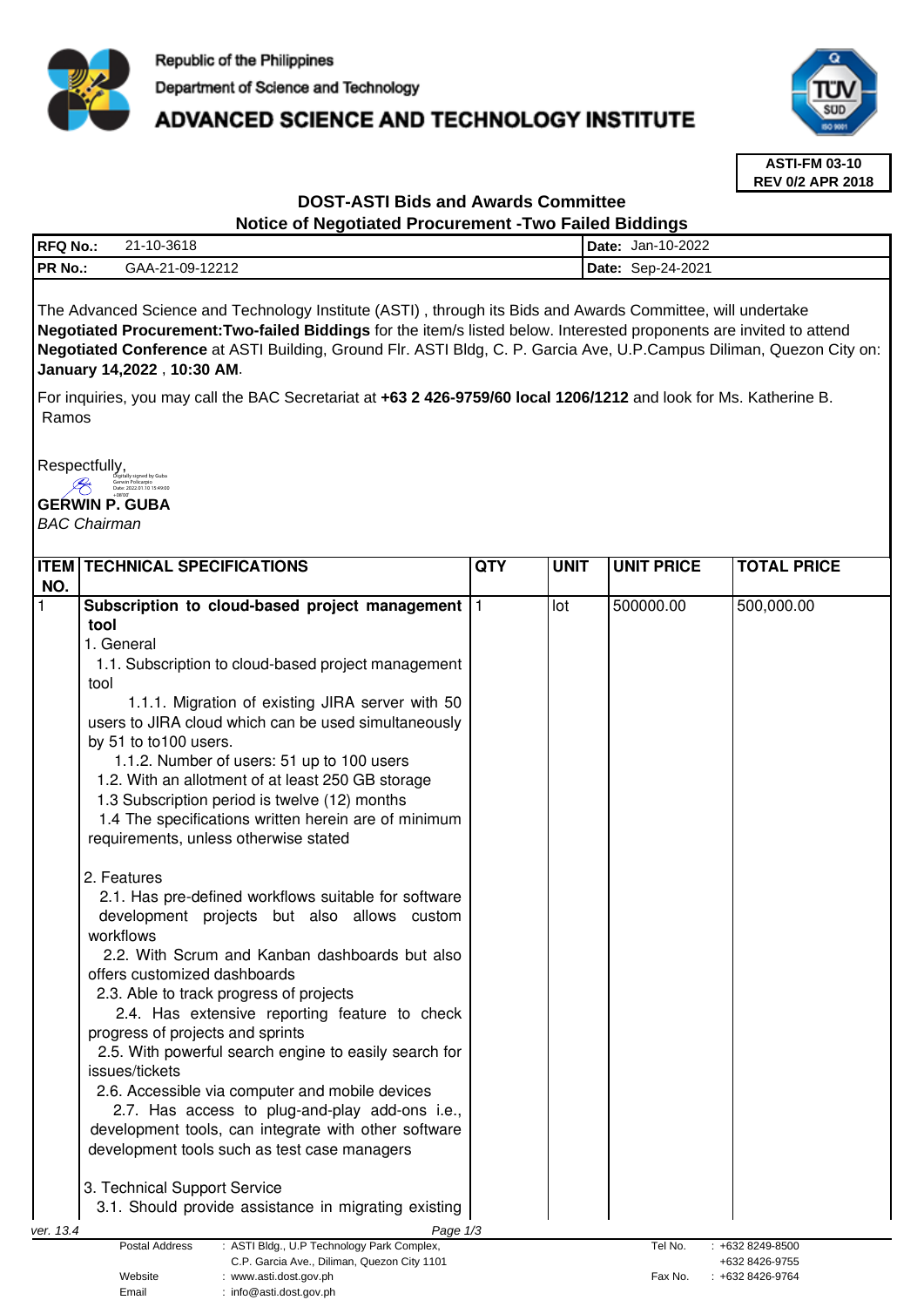Republic of the Philippines

Department of Science and Technology

# ADVANCED SCIENCE AND TECHNOLOGY INSTITUTE

**ASTI-FM 03-10**
**REV 0/2 APR 2018**

## DOST-ASTI Bids and Awards Committee
## Notice of Negotiated Procurement -Two Failed Biddings

| | | | |
|---|---|---|---|
| **RFQ No.:** | 21-10-3618 | **Date:** | Jan-10-2022 |
| **PR No.:** | GAA-21-09-12212 | **Date:** | Sep-24-2021 |

The Advanced Science and Technology Institute (ASTI) , through its Bids and Awards Committee, will undertake **Negotiated Procurement:Two-failed Biddings** for the item/s listed below. Interested proponents are invited to attend **Negotiated Conference** at ASTI Building, Ground Flr. ASTI Bldg, C. P. Garcia Ave, U.P.Campus Diliman, Quezon City on: **January 14,2022** , **10:30 AM**.

For inquiries, you may call the BAC Secretariat at **+63 2 426-9759/60 local 1206/1212** and look for Ms. Katherine B. Ramos

Respectfully,

Digitally signed by Guba Gerwin Policarpio Date: 2022.01.10 15:49:00 +08'00'

**GERWIN P. GUBA**
*BAC Chairman*

| ITEM NO. | TECHNICAL SPECIFICATIONS | QTY | UNIT | UNIT PRICE | TOTAL PRICE |
|---|---|---|---|---|---|
| 1 | **Subscription to cloud-based project management tool**<br>1. General<br>1.1. Subscription to cloud-based project management tool<br>1.1.1. Migration of existing JIRA server with 50 users to JIRA cloud which can be used simultaneously by 51 to to100 users.<br>1.1.2. Number of users: 51 up to 100 users<br>1.2. With an allotment of at least 250 GB storage<br>1.3 Subscription period is twelve (12) months<br>1.4 The specifications written herein are of minimum requirements, unless otherwise stated<br><br>2. Features<br>2.1. Has pre-defined workflows suitable for software development projects but also allows custom workflows<br>2.2. With Scrum and Kanban dashboards but also offers customized dashboards<br>2.3. Able to track progress of projects<br>2.4. Has extensive reporting feature to check progress of projects and sprints<br>2.5. With powerful search engine to easily search for issues/tickets<br>2.6. Accessible via computer and mobile devices<br>2.7. Has access to plug-and-play add-ons i.e., development tools, can integrate with other software development tools such as test case managers<br><br>3. Technical Support Service<br>3.1. Should provide assistance in migrating existing | 1 | lot | 500000.00 | 500,000.00 |

ver. 13.4

Postal Address : ASTI Bldg., U.P Technology Park Complex, C.P. Garcia Ave., Diliman, Quezon City 1101
Website : www.asti.dost.gov.ph
Email : info@asti.dost.gov.ph
Tel No. : +632 8249-8500, +632 8426-9755
Fax No. : +632 8426-9764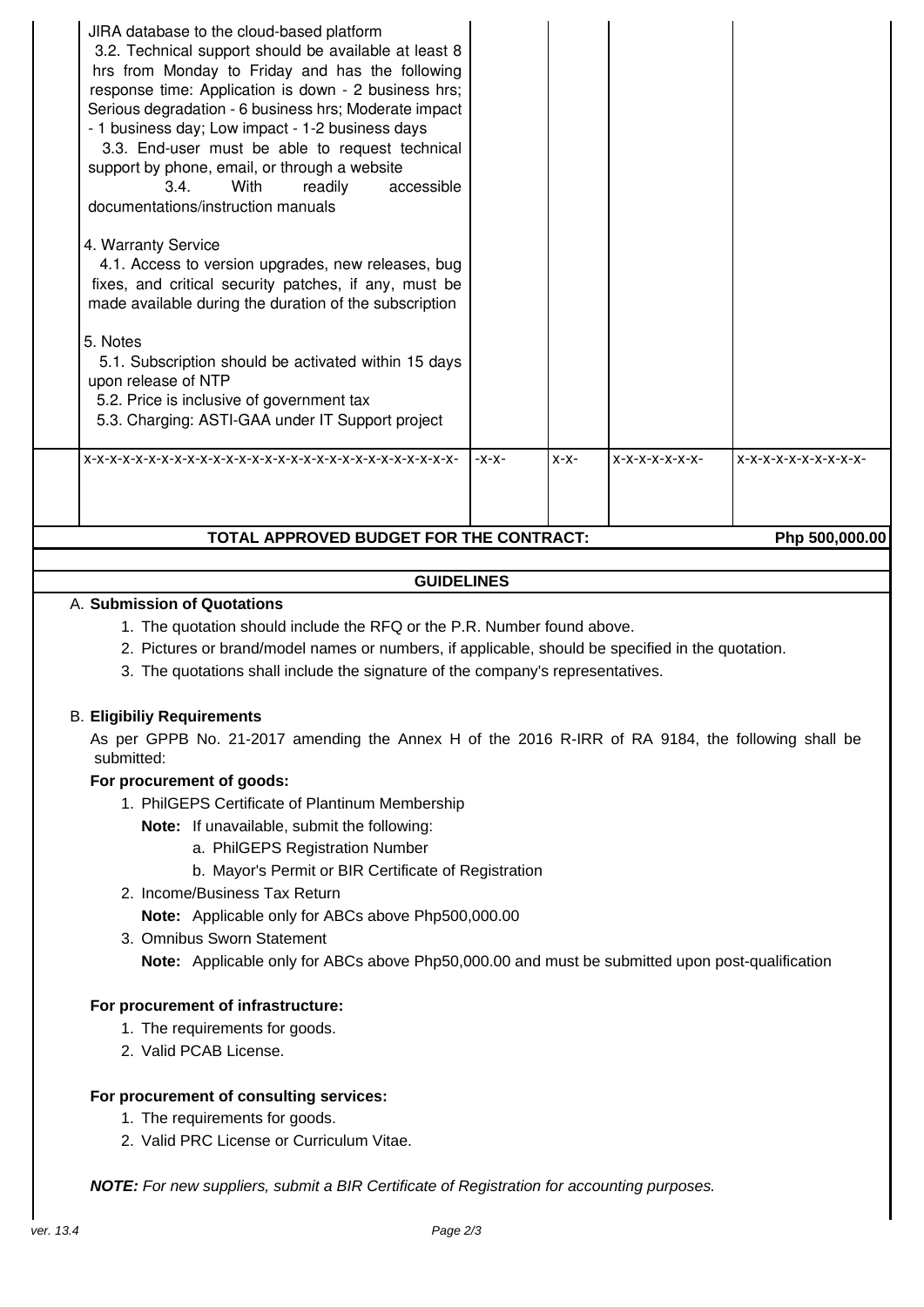| | | | | | |
|---|---|---|---|---|---|
| | JIRA database to the cloud-based platform<br>3.2. Technical support should be available at least 8 hrs from Monday to Friday and has the following response time: Application is down - 2 business hrs; Serious degradation - 6 business hrs; Moderate impact - 1 business day; Low impact - 1-2 business days<br>3.3. End-user must be able to request technical support by phone, email, or through a website<br>3.4. With readily accessible documentations/instruction manuals<br><br>4. Warranty Service<br>4.1. Access to version upgrades, new releases, bug fixes, and critical security patches, if any, must be made available during the duration of the subscription<br><br>5. Notes<br>5.1. Subscription should be activated within 15 days upon release of NTP<br>5.2. Price is inclusive of government tax<br>5.3. Charging: ASTI-GAA under IT Support project | | | | |
| | x-x-x-x-x-x-x-x-x-x-x-x-x-x-x-x-x-x-x-x-x-x-x-x-x-x-x-x-x-x-x- | -x-x- | x-x- | x-x-x-x-x-x-x- | x-x-x-x-x-x-x-x-x-x- |
| | **TOTAL APPROVED BUDGET FOR THE CONTRACT:** | | | | **Php 500,000.00** |

## GUIDELINES

A. **Submission of Quotations**

1. The quotation should include the RFQ or the P.R. Number found above.
2. Pictures or brand/model names or numbers, if applicable, should be specified in the quotation.
3. The quotations shall include the signature of the company's representatives.

B. **Eligibiliy Requirements**

As per GPPB No. 21-2017 amending the Annex H of the 2016 R-IRR of RA 9184, the following shall be submitted:

**For procurement of goods:**

1. PhilGEPS Certificate of Plantinum Membership
   **Note:** If unavailable, submit the following:
   a. PhilGEPS Registration Number
   b. Mayor's Permit or BIR Certificate of Registration
2. Income/Business Tax Return
   **Note:** Applicable only for ABCs above Php500,000.00
3. Omnibus Sworn Statement
   **Note:** Applicable only for ABCs above Php50,000.00 and must be submitted upon post-qualification

**For procurement of infrastructure:**

1. The requirements for goods.
2. Valid PCAB License.

**For procurement of consulting services:**

1. The requirements for goods.
2. Valid PRC License or Curriculum Vitae.

***NOTE:*** *For new suppliers, submit a BIR Certificate of Registration for accounting purposes.*

ver. 13.4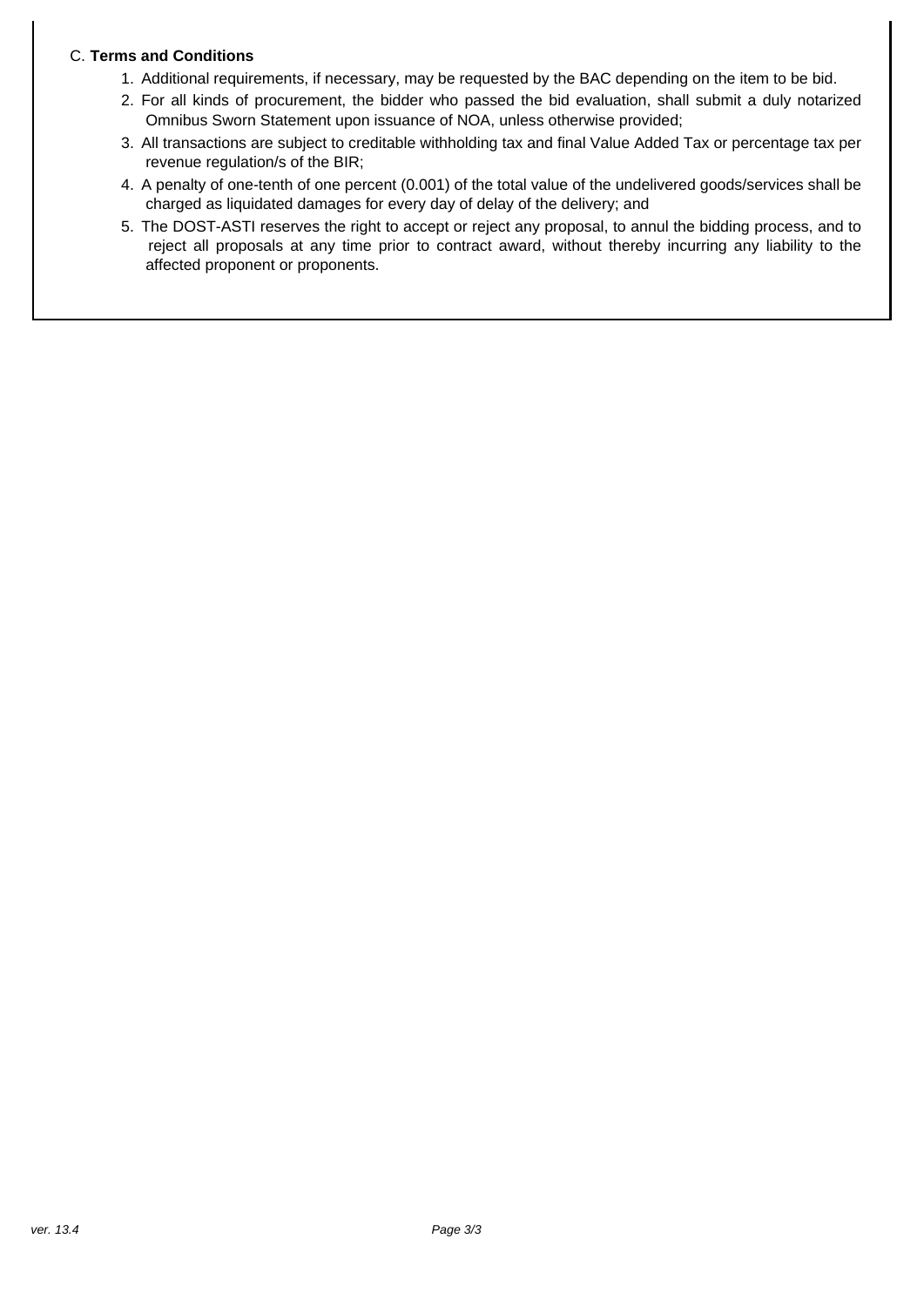C. **Terms and Conditions**

1. Additional requirements, if necessary, may be requested by the BAC depending on the item to be bid.
2. For all kinds of procurement, the bidder who passed the bid evaluation, shall submit a duly notarized Omnibus Sworn Statement upon issuance of NOA, unless otherwise provided;
3. All transactions are subject to creditable withholding tax and final Value Added Tax or percentage tax per revenue regulation/s of the BIR;
4. A penalty of one-tenth of one percent (0.001) of the total value of the undelivered goods/services shall be charged as liquidated damages for every day of delay of the delivery; and
5. The DOST-ASTI reserves the right to accept or reject any proposal, to annul the bidding process, and to reject all proposals at any time prior to contract award, without thereby incurring any liability to the affected proponent or proponents.

*ver. 13.4*